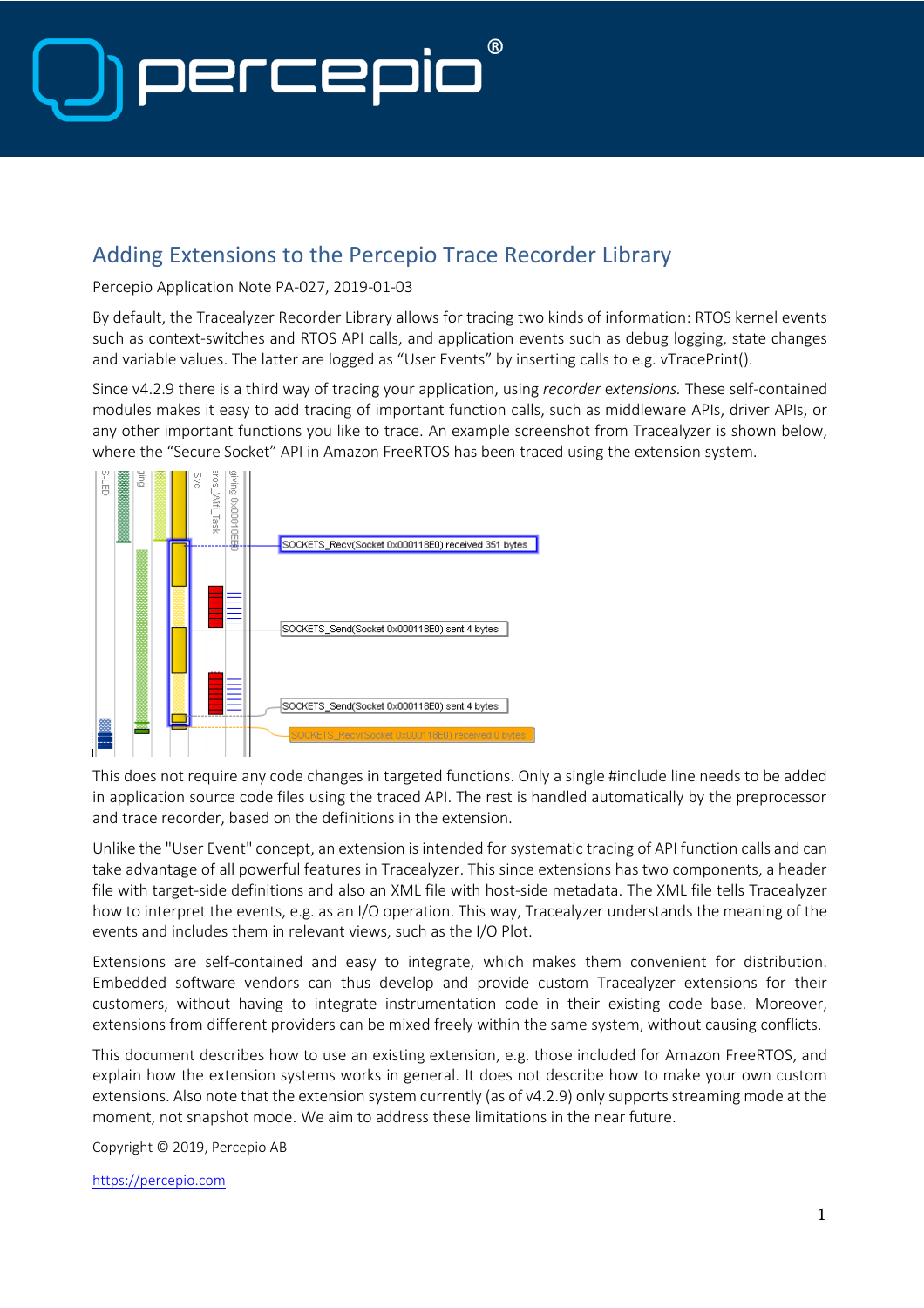# Adding Extensions to the Percepio Trace Recorder Library

Percepio Application Note PA-027, 2019-01-03

By default, the Tracealyzer Recorder Library allows for tracing two kinds of information: RTOS kernel events such as context-switches and RTOS API calls, and application events such as debug logging, state changes and variable values. The latter are logged as "User Events" by inserting calls to e.g. vTracePrint().

Since v4.2.9 there is a third way of tracing your application, using *recorder extensions.* These self-contained modules makes it easy to add tracing of important function calls, such as middleware APIs, driver APIs, or any other important functions you like to trace. An example screenshot from Tracealyzer is shown below, where the "Secure Socket" API in Amazon FreeRTOS has been traced using the extension system.

This does not require any code changes in targeted functions. Only a single #include line needs to be added in application source code files using the traced API. The rest is handled automatically by the preprocessor and trace recorder, based on the definitions in the extension.

Unlike the "User Event" concept, an extension is intended for systematic tracing of API function calls and can take advantage of all powerful features in Tracealyzer. This since extensions has two components, a header file with target-side definitions and also an XML file with host-side metadata. The XML file tells Tracealyzer how to interpret the events, e.g. as an I/O operation. This way, Tracealyzer understands the meaning of the events and includes them in relevant views, such as the I/O Plot.

Extensions are self-contained and easy to integrate, which makes them convenient for distribution. Embedded software vendors can thus develop and provide custom Tracealyzer extensions for their customers, without having to integrate instrumentation code in their existing code base. Moreover, extensions from different providers can be mixed freely within the same system, without causing conflicts.

This document describes how to use an existing extension, e.g. those included for Amazon FreeRTOS, and explain how the extension systems works in general. It does not describe how to make your own custom extensions. Also note that the extension system currently (as of v4.2.9) only supports streaming mode at the moment, not snapshot mode. We aim to address these limitations in the near future.

Copyright © 2019, Percepio AB

https://percepio.com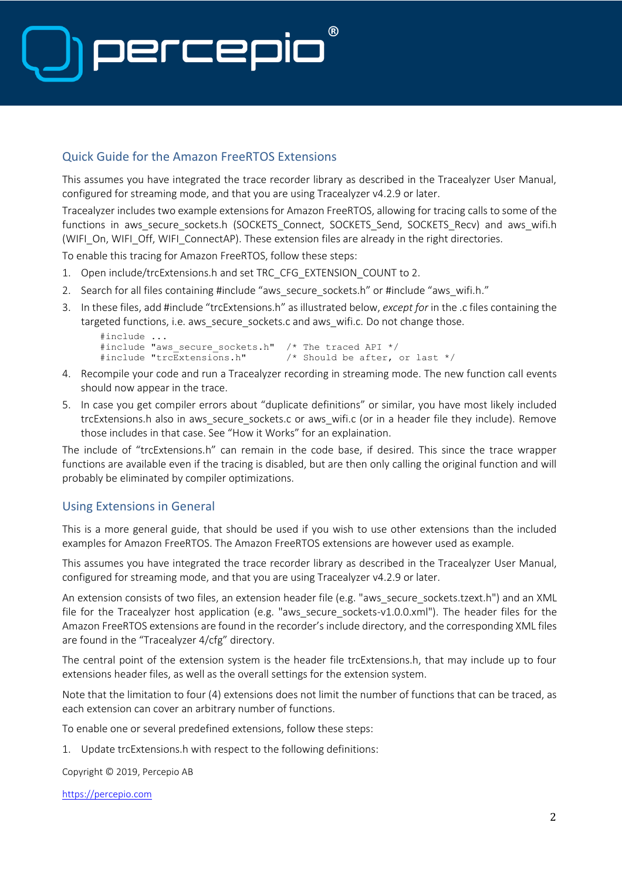## Quick Guide for the Amazon FreeRTOS Extensions

This assumes you have integrated the trace recorder library as described in the Tracealyzer User Manual, configured for streaming mode, and that you are using Tracealyzer v4.2.9 or later.

Tracealyzer includes two example extensions for Amazon FreeRTOS, allowing for tracing calls to some of the functions in aws_secure_sockets.h (SOCKETS_Connect, SOCKETS_Send, SOCKETS_Recv) and aws_wifi.h (WIFI_On, WIFI_Off, WIFI_ConnectAP). These extension files are already in the right directories.

To enable this tracing for Amazon FreeRTOS, follow these steps:

1. Open include/trcExtensions.h and set TRC_CFG_EXTENSION_COUNT to 2.
2. Search for all files containing #include "aws_secure_sockets.h" or #include "aws_wifi.h."
3. In these files, add #include "trcExtensions.h" as illustrated below, *except for* in the .c files containing the targeted functions, i.e. aws_secure_sockets.c and aws_wifi.c. Do not change those.

   ```
   #include ...
   #include "aws_secure_sockets.h"   /* The traced API */
   #include "trcExtensions.h"        /* Should be after, or last */
   ```

4. Recompile your code and run a Tracealyzer recording in streaming mode. The new function call events should now appear in the trace.
5. In case you get compiler errors about "duplicate definitions" or similar, you have most likely included trcExtensions.h also in aws_secure_sockets.c or aws_wifi.c (or in a header file they include). Remove those includes in that case. See "How it Works" for an explaination.

The include of "trcExtensions.h" can remain in the code base, if desired. This since the trace wrapper functions are available even if the tracing is disabled, but are then only calling the original function and will probably be eliminated by compiler optimizations.

## Using Extensions in General

This is a more general guide, that should be used if you wish to use other extensions than the included examples for Amazon FreeRTOS. The Amazon FreeRTOS extensions are however used as example.

This assumes you have integrated the trace recorder library as described in the Tracealyzer User Manual, configured for streaming mode, and that you are using Tracealyzer v4.2.9 or later.

An extension consists of two files, an extension header file (e.g. "aws_secure_sockets.tzext.h") and an XML file for the Tracealyzer host application (e.g. "aws_secure_sockets-v1.0.0.xml"). The header files for the Amazon FreeRTOS extensions are found in the recorder's include directory, and the corresponding XML files are found in the "Tracealyzer 4/cfg" directory.

The central point of the extension system is the header file trcExtensions.h, that may include up to four extensions header files, as well as the overall settings for the extension system.

Note that the limitation to four (4) extensions does not limit the number of functions that can be traced, as each extension can cover an arbitrary number of functions.

To enable one or several predefined extensions, follow these steps:

1. Update trcExtensions.h with respect to the following definitions:

Copyright © 2019, Percepio AB

https://percepio.com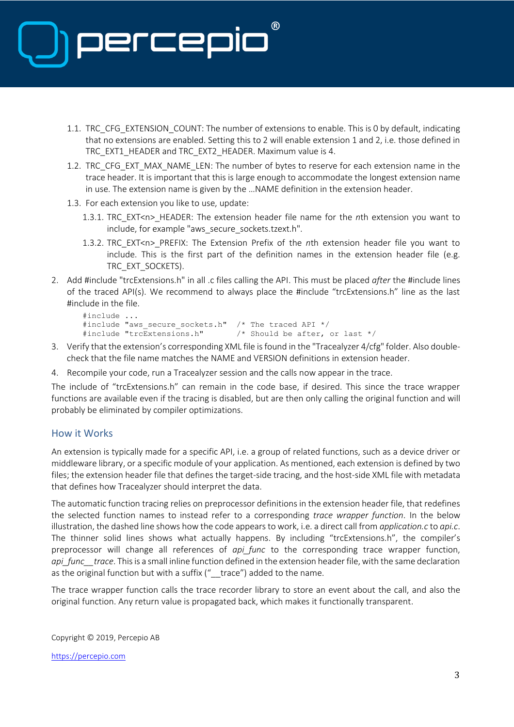1.1. TRC_CFG_EXTENSION_COUNT: The number of extensions to enable. This is 0 by default, indicating that no extensions are enabled. Setting this to 2 will enable extension 1 and 2, i.e. those defined in TRC_EXT1_HEADER and TRC_EXT2_HEADER. Maximum value is 4.

1.2. TRC_CFG_EXT_MAX_NAME_LEN: The number of bytes to reserve for each extension name in the trace header. It is important that this is large enough to accommodate the longest extension name in use. The extension name is given by the …NAME definition in the extension header.

1.3. For each extension you like to use, update:

   1.3.1. TRC_EXT<n>_HEADER: The extension header file name for the *n*th extension you want to include, for example "aws_secure_sockets.tzext.h".

   1.3.2. TRC_EXT<n>_PREFIX: The Extension Prefix of the *n*th extension header file you want to include. This is the first part of the definition names in the extension header file (e.g. TRC_EXT_SOCKETS).

2. Add #include "trcExtensions.h" in all .c files calling the API. This must be placed *after* the #include lines of the traced API(s). We recommend to always place the #include "trcExtensions.h" line as the last #include in the file.

```
#include ...
#include "aws_secure_sockets.h"   /* The traced API */
#include "trcExtensions.h"        /* Should be after, or last */
```

3. Verify that the extension's corresponding XML file is found in the "Tracealyzer 4/cfg" folder. Also double-check that the file name matches the NAME and VERSION definitions in extension header.

4. Recompile your code, run a Tracealyzer session and the calls now appear in the trace.

The include of "trcExtensions.h" can remain in the code base, if desired. This since the trace wrapper functions are available even if the tracing is disabled, but are then only calling the original function and will probably be eliminated by compiler optimizations.

## How it Works

An extension is typically made for a specific API, i.e. a group of related functions, such as a device driver or middleware library, or a specific module of your application. As mentioned, each extension is defined by two files; the extension header file that defines the target-side tracing, and the host-side XML file with metadata that defines how Tracealyzer should interpret the data.

The automatic function tracing relies on preprocessor definitions in the extension header file, that redefines the selected function names to instead refer to a corresponding *trace wrapper function*. In the below illustration, the dashed line shows how the code appears to work, i.e. a direct call from *application.c* to *api.c*. The thinner solid lines shows what actually happens. By including "trcExtensions.h", the compiler's preprocessor will change all references of *api_func* to the corresponding trace wrapper function, *api_func__trace*. This is a small inline function defined in the extension header file, with the same declaration as the original function but with a suffix ("__trace") added to the name.

The trace wrapper function calls the trace recorder library to store an event about the call, and also the original function. Any return value is propagated back, which makes it functionally transparent.

Copyright © 2019, Percepio AB

https://percepio.com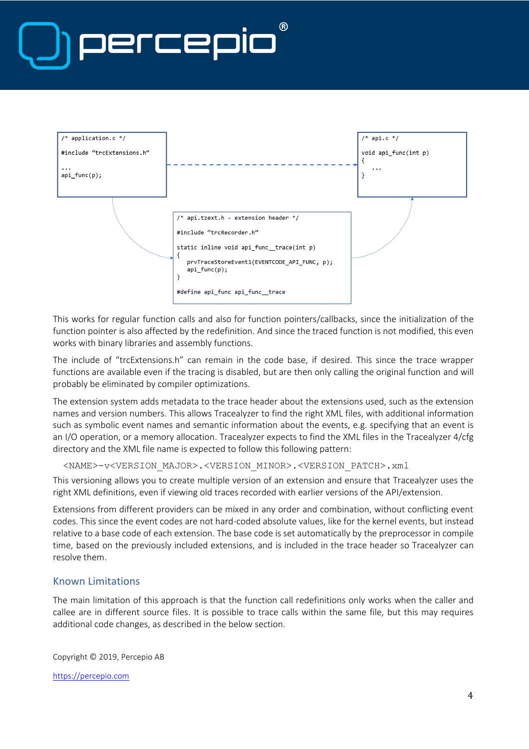```
/* application.c */

#include "trcExtensions.h"

...
api_func(p);
```

```
/* api.c */

void api_func(int p)
{
    ...
}
```

```
/* api.tzext.h - extension header */

#include "trcRecorder.h"

static inline void api_func__trace(int p)
{
    prvTraceStoreEvent1(EVENTCODE_API_FUNC, p);
    api_func(p);
}

#define api_func api_func__trace
```

This works for regular function calls and also for function pointers/callbacks, since the initialization of the function pointer is also affected by the redefinition. And since the traced function is not modified, this even works with binary libraries and assembly functions.

The include of "trcExtensions.h" can remain in the code base, if desired. This since the trace wrapper functions are available even if the tracing is disabled, but are then only calling the original function and will probably be eliminated by compiler optimizations.

The extension system adds metadata to the trace header about the extensions used, such as the extension names and version numbers. This allows Tracealyzer to find the right XML files, with additional information such as symbolic event names and semantic information about the events, e.g. specifying that an event is an I/O operation, or a memory allocation. Tracealyzer expects to find the XML files in the Tracealyzer 4/cfg directory and the XML file name is expected to follow this following pattern:

```
<NAME>-v<VERSION_MAJOR>.<VERSION_MINOR>.<VERSION_PATCH>.xml
```

This versioning allows you to create multiple version of an extension and ensure that Tracealyzer uses the right XML definitions, even if viewing old traces recorded with earlier versions of the API/extension.

Extensions from different providers can be mixed in any order and combination, without conflicting event codes. This since the event codes are not hard-coded absolute values, like for the kernel events, but instead relative to a base code of each extension. The base code is set automatically by the preprocessor in compile time, based on the previously included extensions, and is included in the trace header so Tracealyzer can resolve them.

## Known Limitations

The main limitation of this approach is that the function call redefinitions only works when the caller and callee are in different source files. It is possible to trace calls within the same file, but this may requires additional code changes, as described in the below section.

Copyright © 2019, Percepio AB

https://percepio.com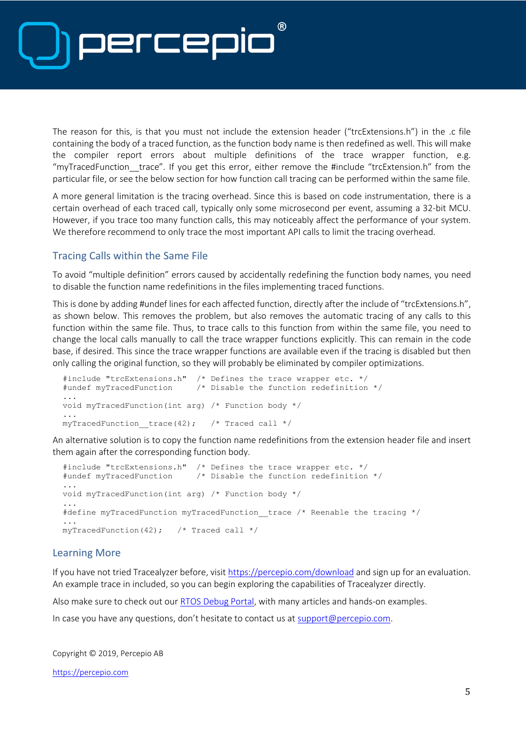The reason for this, is that you must not include the extension header ("trcExtensions.h") in the .c file containing the body of a traced function, as the function body name is then redefined as well. This will make the compiler report errors about multiple definitions of the trace wrapper function, e.g. "myTracedFunction__trace". If you get this error, either remove the #include "trcExtension.h" from the particular file, or see the below section for how function call tracing can be performed within the same file.

A more general limitation is the tracing overhead. Since this is based on code instrumentation, there is a certain overhead of each traced call, typically only some microsecond per event, assuming a 32-bit MCU. However, if you trace too many function calls, this may noticeably affect the performance of your system. We therefore recommend to only trace the most important API calls to limit the tracing overhead.

## Tracing Calls within the Same File

To avoid "multiple definition" errors caused by accidentally redefining the function body names, you need to disable the function name redefinitions in the files implementing traced functions.

This is done by adding #undef lines for each affected function, directly after the include of "trcExtensions.h", as shown below. This removes the problem, but also removes the automatic tracing of any calls to this function within the same file. Thus, to trace calls to this function from within the same file, you need to change the local calls manually to call the trace wrapper functions explicitly. This can remain in the code base, if desired. This since the trace wrapper functions are available even if the tracing is disabled but then only calling the original function, so they will probably be eliminated by compiler optimizations.

```
#include "trcExtensions.h"  /* Defines the trace wrapper etc. */
#undef myTracedFunction     /* Disable the function redefinition */
...
void myTracedFunction(int arg) /* Function body */
...
myTracedFunction__trace(42);   /* Traced call */
```

An alternative solution is to copy the function name redefinitions from the extension header file and insert them again after the corresponding function body.

```
#include "trcExtensions.h"  /* Defines the trace wrapper etc. */
#undef myTracedFunction     /* Disable the function redefinition */
...
void myTracedFunction(int arg) /* Function body */
...
#define myTracedFunction myTracedFunction__trace /* Reenable the tracing */
...
myTracedFunction(42);    /* Traced call */
```

## Learning More

If you have not tried Tracealyzer before, visit https://percepio.com/download and sign up for an evaluation. An example trace in included, so you can begin exploring the capabilities of Tracealyzer directly.

Also make sure to check out our RTOS Debug Portal, with many articles and hands-on examples.

In case you have any questions, don't hesitate to contact us at support@percepio.com.

Copyright © 2019, Percepio AB

https://percepio.com